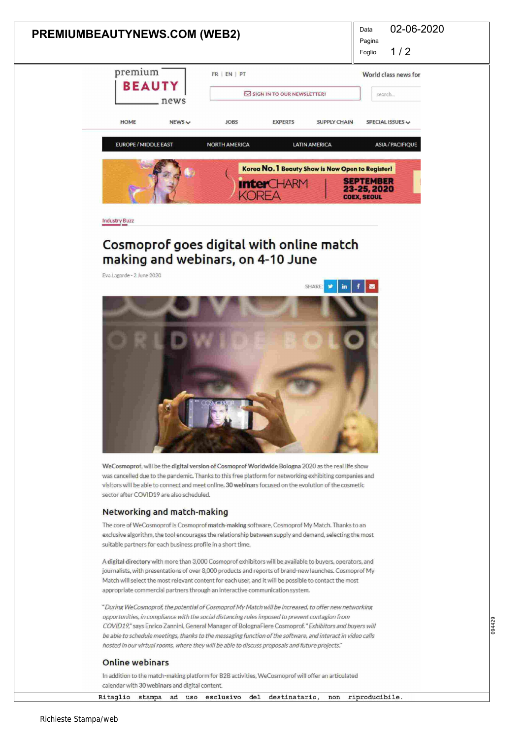Industry Buzz

# Cosmoprof goes digital with online match making and webinars, on 4-10 June

Eva Lagarde - 2 June 2020

**WeCosmoprof**, will be the **digital version of Cosmoprof Worldwide Bologna** 2020 as the real life show was cancelled due to the pandemic. Thanks to this free platform for networking exhibiting companies and visitors will be able to connect and meet online. **30 webinars** focused on the evolution of the cosmetic sector after COVID19 are also scheduled.

## Networking and match-making

The core of WeCosmoprof is Cosmoprof **match-making** software, Cosmoprof My Match. Thanks to an exclusive algorithm, the tool encourages the relationship between supply and demand, selecting the most suitable partners for each business profile in a short time.

A **digital directory** with more than 3,000 Cosmoprof exhibitors will be available to buyers, operators, and journalists, with presentations of over 8,000 products and reports of brand-new launches. Cosmoprof My Match will select the most relevant content for each user, and it will be possible to contact the most appropriate commercial partners through an interactive communication system.

"*During WeCosmoprof, the potential of Cosmoprof My Match will be increased, to offer new networking opportunities, in compliance with the social distancing rules imposed to prevent contagion from COVID19,*" says Enrico Zannini, General Manager of BolognaFiere Cosmoprof. "*Exhibitors and buyers will be able to schedule meetings, thanks to the messaging function of the software, and interact in video calls hosted in our virtual rooms, where they will be able to discuss proposals and future projects.*"

## Online webinars

In addition to the match-making platform for B2B activities, WeCosmoprof will offer an articulated calendar with **30 webinars** and digital content.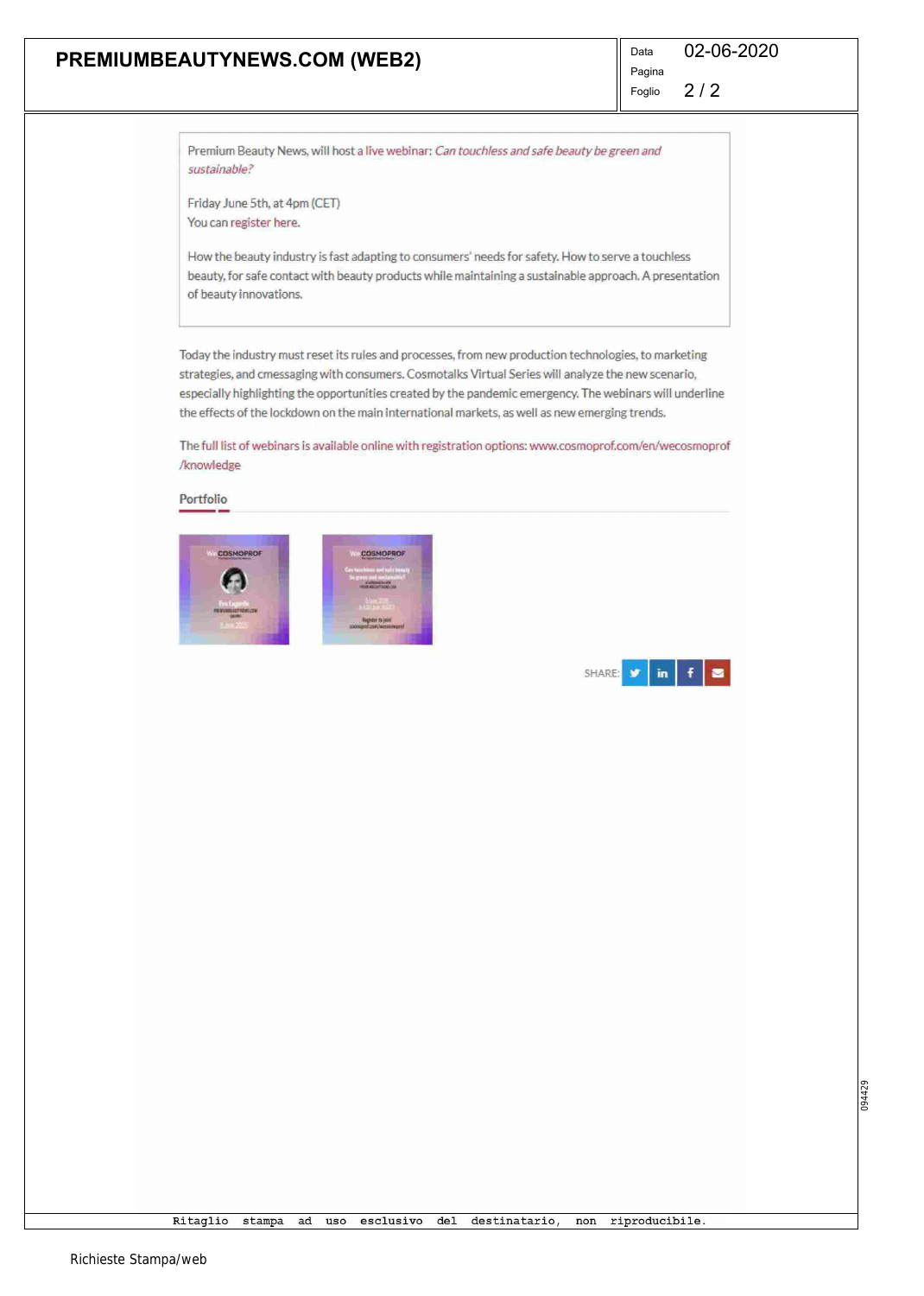Premium Beauty News, will host a live webinar: *Can touchless and safe beauty be green and sustainable?*

Friday June 5th, at 4pm (CET)
You can register here.

How the beauty industry is fast adapting to consumers' needs for safety. How to serve a touchless beauty, for safe contact with beauty products while maintaining a sustainable approach. A presentation of beauty innovations.

Today the industry must reset its rules and processes, from new production technologies, to marketing strategies, and cmessaging with consumers. Cosmotalks Virtual Series will analyze the new scenario, especially highlighting the opportunities created by the pandemic emergency. The webinars will underline the effects of the lockdown on the main international markets, as well as new emerging trends.

The full list of webinars is available online with registration options: www.cosmoprof.com/en/wecosmoprof/knowledge

## Portfolio

SHARE:

Ritaglio stampa ad uso esclusivo del destinatario, non riproducibile.